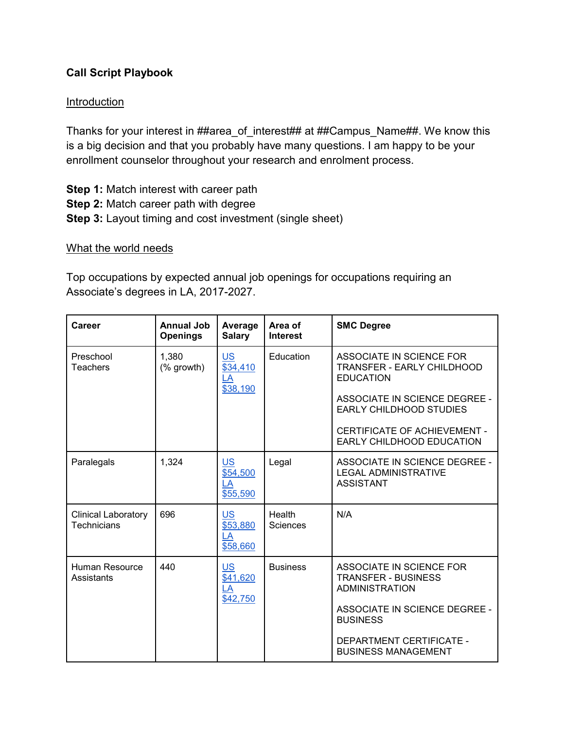**Call Script Playbook**

Introduction

Thanks for your interest in ##area_of_interest## at ##Campus_Name##. We know this is a big decision and that you probably have many questions. I am happy to be your enrollment counselor throughout your research and enrolment process.

**Step 1:** Match interest with career path
**Step 2:** Match career path with degree
**Step 3:** Layout timing and cost investment (single sheet)

What the world needs

Top occupations by expected annual job openings for occupations requiring an Associate's degrees in LA, 2017-2027.

| Career | Annual Job Openings | Average Salary | Area of Interest | SMC Degree |
|---|---|---|---|---|
| Preschool Teachers | 1,380 (% growth) | US $34,410 LA $38,190 | Education | ASSOCIATE IN SCIENCE FOR TRANSFER - EARLY CHILDHOOD EDUCATION<br><br>ASSOCIATE IN SCIENCE DEGREE - EARLY CHILDHOOD STUDIES<br><br>CERTIFICATE OF ACHIEVEMENT - EARLY CHILDHOOD EDUCATION |
| Paralegals | 1,324 | US $54,500 LA $55,590 | Legal | ASSOCIATE IN SCIENCE DEGREE - LEGAL ADMINISTRATIVE ASSISTANT |
| Clinical Laboratory Technicians | 696 | US $53,880 LA $58,660 | Health Sciences | N/A |
| Human Resource Assistants | 440 | US $41,620 LA $42,750 | Business | ASSOCIATE IN SCIENCE FOR TRANSFER - BUSINESS ADMINISTRATION<br><br>ASSOCIATE IN SCIENCE DEGREE - BUSINESS<br><br>DEPARTMENT CERTIFICATE - BUSINESS MANAGEMENT |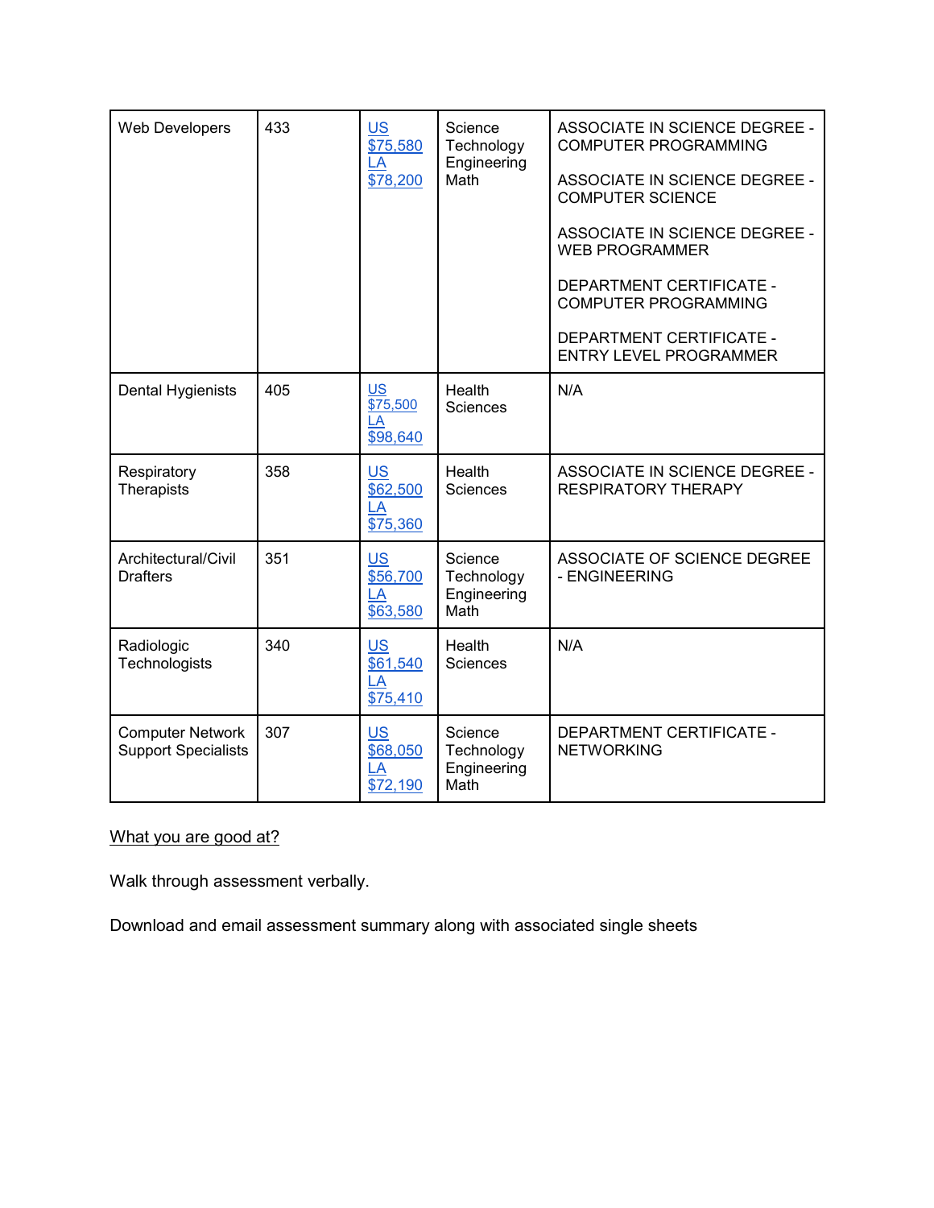| | | | | |
|---|---|---|---|---|
| Web Developers | 433 | US $75,580 LA $78,200 | Science Technology Engineering Math | ASSOCIATE IN SCIENCE DEGREE - COMPUTER PROGRAMMING<br><br>ASSOCIATE IN SCIENCE DEGREE - COMPUTER SCIENCE<br><br>ASSOCIATE IN SCIENCE DEGREE - WEB PROGRAMMER<br><br>DEPARTMENT CERTIFICATE - COMPUTER PROGRAMMING<br><br>DEPARTMENT CERTIFICATE - ENTRY LEVEL PROGRAMMER |
| Dental Hygienists | 405 | US $75,500 LA $98,640 | Health Sciences | N/A |
| Respiratory Therapists | 358 | US $62,500 LA $75,360 | Health Sciences | ASSOCIATE IN SCIENCE DEGREE - RESPIRATORY THERAPY |
| Architectural/Civil Drafters | 351 | US $56,700 LA $63,580 | Science Technology Engineering Math | ASSOCIATE OF SCIENCE DEGREE - ENGINEERING |
| Radiologic Technologists | 340 | US $61,540 LA $75,410 | Health Sciences | N/A |
| Computer Network Support Specialists | 307 | US $68,050 LA $72,190 | Science Technology Engineering Math | DEPARTMENT CERTIFICATE - NETWORKING |

What you are good at?

Walk through assessment verbally.

Download and email assessment summary along with associated single sheets